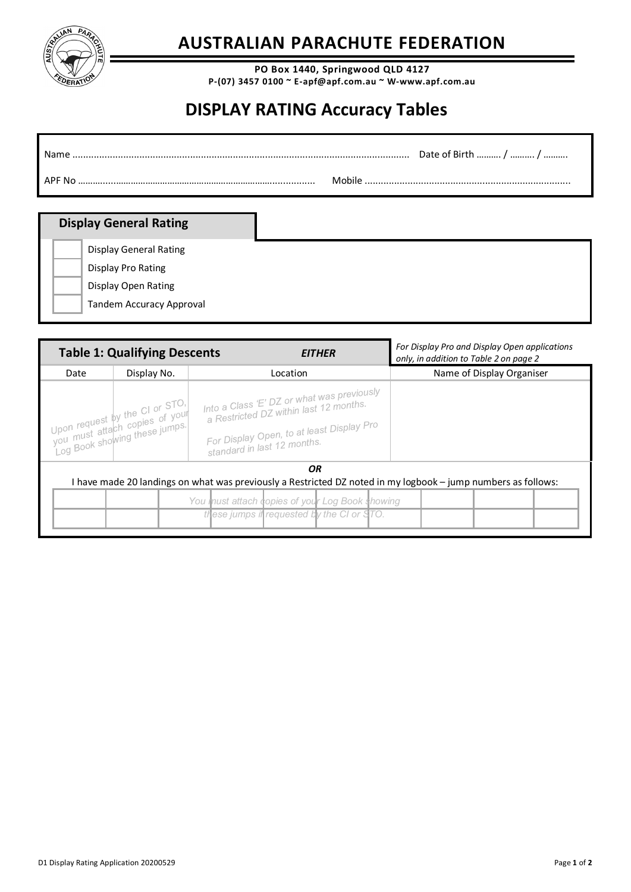# AUSTRALIAN PARACHUTE FEDERATION

**PO Box 1440, Springwood QLD 4127**
**P-(07) 3457 0100 ~ E-apf@apf.com.au ~ W-www.apf.com.au**

# DISPLAY RATING Accuracy Tables

Name ........................................................................................................................ Date of Birth ………. / ………. / ……….

APF No …………………………………………………………………………….............. Mobile ............................................................................

## Display General Rating

- ☐ Display General Rating
- ☐ Display Pro Rating
- ☐ Display Open Rating
- ☐ Tandem Accuracy Approval

## Table 1: Qualifying Descents

*EITHER*

*For Display Pro and Display Open applications only, in addition to Table 2 on page 2*

| Date | Display No. | Location | Name of Display Organiser |
|---|---|---|---|
| *Upon request by the CI or STO, you must attach copies of your Log Book showing these jumps.* | | *Into a Class 'E' DZ or what was previously a Restricted DZ within last 12 months.*<br>*For Display Open, to at least Display Pro standard in last 12 months.* | |

***OR***

I have made 20 landings on what was previously a Restricted DZ noted in my logbook – jump numbers as follows:

*You must attach copies of your Log Book showing these jumps if requested by the CI or STO.*

| | | | | | | | | | |
|---|---|---|---|---|---|---|---|---|---|
| | | | | | | | | | |
| | | | | | | | | | |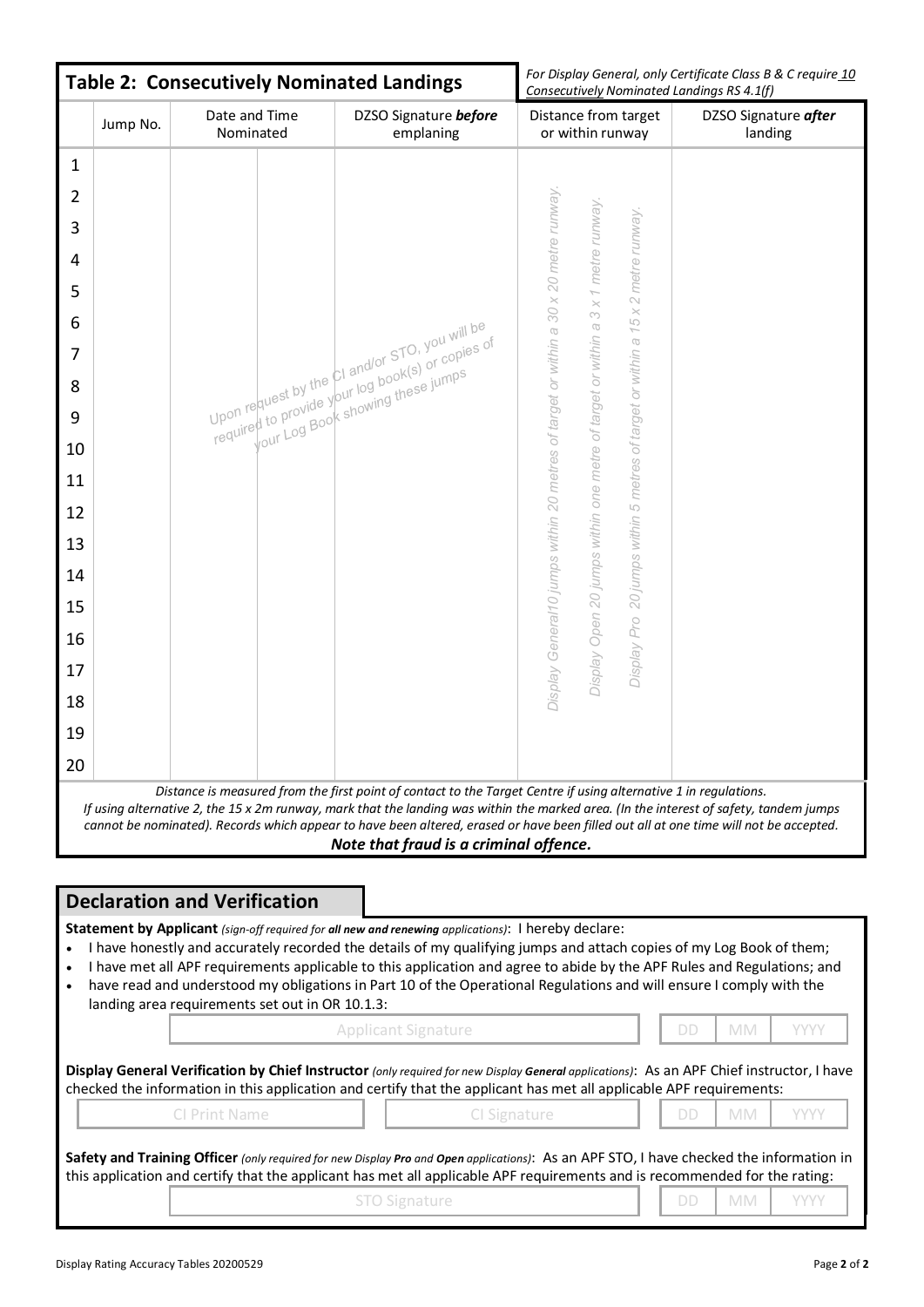## Table 2: Consecutively Nominated Landings

*For Display General, only Certificate Class B & C require 10 Consecutively Nominated Landings RS 4.1(f)*

| | Jump No. | Date and Time Nominated | | DZSO Signature *before* emplaning | Distance from target or within runway | DZSO Signature *after* landing |
|---|---|---|---|---|---|---|
| 1 | | | | | | |
| 2 | | | | | | |
| 3 | | | | | | |
| 4 | | | | | | |
| 5 | | | | | | |
| 6 | | | | | | |
| 7 | | | | | | |
| 8 | | | | | | |
| 9 | | | | | | |
| 10 | | | | | | |
| 11 | | | | | | |
| 12 | | | | | | |
| 13 | | | | | | |
| 14 | | | | | | |
| 15 | | | | | | |
| 16 | | | | | | |
| 17 | | | | | | |
| 18 | | | | | | |
| 19 | | | | | | |
| 20 | | | | | | |

Upon request by the CI and/or STO, you will be required to provide your log book(s) or copies of your Log Book showing these jumps

Display General10 jumps within 20 metres of target or within a 30 x 20 metre runway.

Display Open 20 jumps within one metre of target or within a 3 x 1 metre runway.

Display Pro 20 jumps within 5 metres of target or within a 15 x 2 metre runway.

*Distance is measured from the first point of contact to the Target Centre if using alternative 1 in regulations. If using alternative 2, the 15 x 2m runway, mark that the landing was within the marked area. (In the interest of safety, tandem jumps cannot be nominated). Records which appear to have been altered, erased or have been filled out all at one time will not be accepted.*

***Note that fraud is a criminal offence.***

## Declaration and Verification

**Statement by Applicant** *(sign-off required for **all new and renewing** applications)*: I hereby declare:

- I have honestly and accurately recorded the details of my qualifying jumps and attach copies of my Log Book of them;
- I have met all APF requirements applicable to this application and agree to abide by the APF Rules and Regulations; and
- have read and understood my obligations in Part 10 of the Operational Regulations and will ensure I comply with the landing area requirements set out in OR 10.1.3:

Applicant Signature | DD | MM | YYYY

**Display General Verification by Chief Instructor** *(only required for new Display **General** applications)*: As an APF Chief instructor, I have checked the information in this application and certify that the applicant has met all applicable APF requirements:

CI Print Name | CI Signature | DD | MM | YYYY

**Safety and Training Officer** *(only required for new Display **Pro** and **Open** applications)*: As an APF STO, I have checked the information in this application and certify that the applicant has met all applicable APF requirements and is recommended for the rating:

STO Signature | DD | MM | YYYY

Display Rating Accuracy Tables 20200529